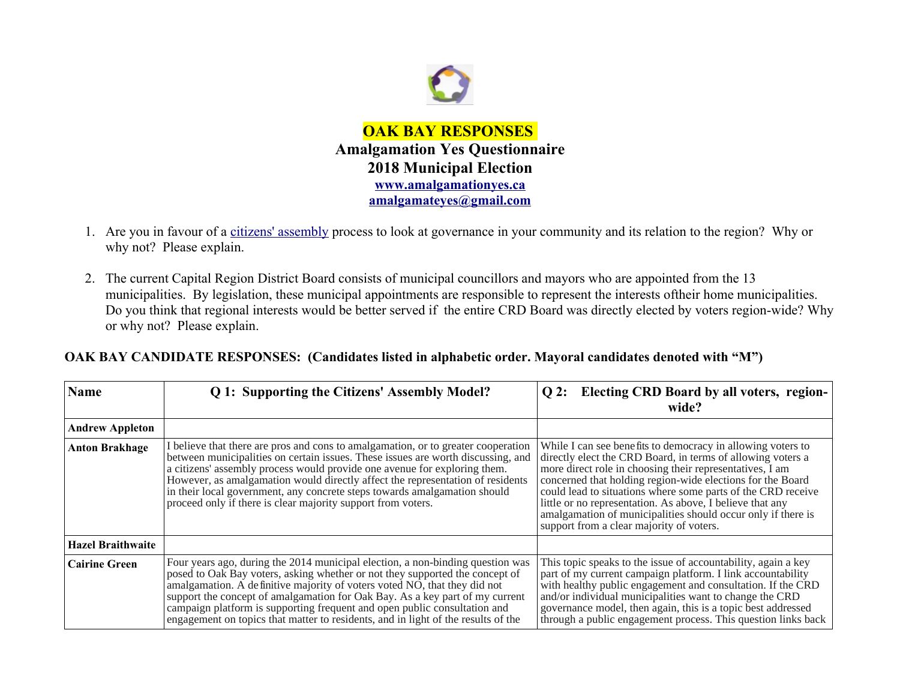# OAK BAY RESPONSES

## Amalgamation Yes Questionnaire
## 2018 Municipal Election

**www.amalgamationyes.ca**
**amalgamateyes@gmail.com**

1. Are you in favour of a citizens' assembly process to look at governance in your community and its relation to the region? Why or why not? Please explain.

2. The current Capital Region District Board consists of municipal councillors and mayors who are appointed from the 13 municipalities. By legislation, these municipal appointments are responsible to represent the interests oftheir home municipalities. Do you think that regional interests would be better served if the entire CRD Board was directly elected by voters region-wide? Why or why not? Please explain.

**OAK BAY CANDIDATE RESPONSES: (Candidates listed in alphabetic order. Mayoral candidates denoted with "M")**

| Name | Q 1: Supporting the Citizens' Assembly Model? | Q 2: Electing CRD Board by all voters, region-wide? |
|---|---|---|
| **Andrew Appleton** | | |
| **Anton Brakhage** | I believe that there are pros and cons to amalgamation, or to greater cooperation between municipalities on certain issues. These issues are worth discussing, and a citizens' assembly process would provide one avenue for exploring them. However, as amalgamation would directly affect the representation of residents in their local government, any concrete steps towards amalgamation should proceed only if there is clear majority support from voters. | While I can see benefits to democracy in allowing voters to directly elect the CRD Board, in terms of allowing voters a more direct role in choosing their representatives, I am concerned that holding region-wide elections for the Board could lead to situations where some parts of the CRD receive little or no representation. As above, I believe that any amalgamation of municipalities should occur only if there is support from a clear majority of voters. |
| **Hazel Braithwaite** | | |
| **Cairine Green** | Four years ago, during the 2014 municipal election, a non-binding question was posed to Oak Bay voters, asking whether or not they supported the concept of amalgamation. A definitive majority of voters voted NO, that they did not support the concept of amalgamation for Oak Bay. As a key part of my current campaign platform is supporting frequent and open public consultation and engagement on topics that matter to residents, and in light of the results of the | This topic speaks to the issue of accountability, again a key part of my current campaign platform. I link accountability with healthy public engagement and consultation. If the CRD and/or individual municipalities want to change the CRD governance model, then again, this is a topic best addressed through a public engagement process. This question links back |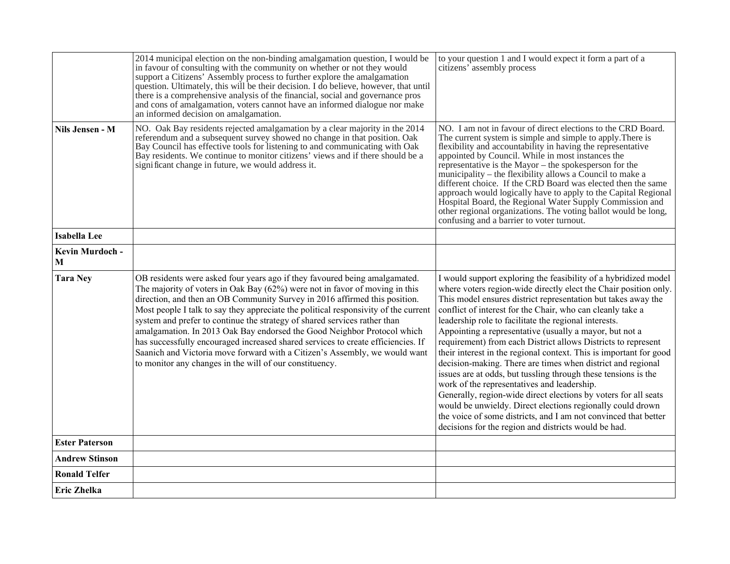| | | |
|---|---|---|
| | 2014 municipal election on the non-binding amalgamation question, I would be in favour of consulting with the community on whether or not they would support a Citizens' Assembly process to further explore the amalgamation question. Ultimately, this will be their decision. I do believe, however, that until there is a comprehensive analysis of the financial, social and governance pros and cons of amalgamation, voters cannot have an informed dialogue nor make an informed decision on amalgamation. | to your question 1 and I would expect it form a part of a citizens' assembly process |
| **Nils Jensen - M** | NO. Oak Bay residents rejected amalgamation by a clear majority in the 2014 referendum and a subsequent survey showed no change in that position. Oak Bay Council has effective tools for listening to and communicating with Oak Bay residents. We continue to monitor citizens' views and if there should be a significant change in future, we would address it. | NO. I am not in favour of direct elections to the CRD Board. The current system is simple and simple to apply.There is flexibility and accountability in having the representative appointed by Council. While in most instances the representative is the Mayor – the spokesperson for the municipality – the flexibility allows a Council to make a different choice. If the CRD Board was elected then the same approach would logically have to apply to the Capital Regional Hospital Board, the Regional Water Supply Commission and other regional organizations. The voting ballot would be long, confusing and a barrier to voter turnout. |
| **Isabella Lee** | | |
| **Kevin Murdoch - M** | | |
| **Tara Ney** | OB residents were asked four years ago if they favoured being amalgamated. The majority of voters in Oak Bay (62%) were not in favor of moving in this direction, and then an OB Community Survey in 2016 affirmed this position. Most people I talk to say they appreciate the political responsivity of the current system and prefer to continue the strategy of shared services rather than amalgamation. In 2013 Oak Bay endorsed the Good Neighbor Protocol which has successfully encouraged increased shared services to create efficiencies. If Saanich and Victoria move forward with a Citizen's Assembly, we would want to monitor any changes in the will of our constituency. | I would support exploring the feasibility of a hybridized model where voters region-wide directly elect the Chair position only. This model ensures district representation but takes away the conflict of interest for the Chair, who can cleanly take a leadership role to facilitate the regional interests.<br>Appointing a representative (usually a mayor, but not a requirement) from each District allows Districts to represent their interest in the regional context. This is important for good decision-making. There are times when district and regional issues are at odds, but tussling through these tensions is the work of the representatives and leadership.<br>Generally, region-wide direct elections by voters for all seats would be unwieldy. Direct elections regionally could drown the voice of some districts, and I am not convinced that better decisions for the region and districts would be had. |
| **Ester Paterson** | | |
| **Andrew Stinson** | | |
| **Ronald Telfer** | | |
| **Eric Zhelka** | | |